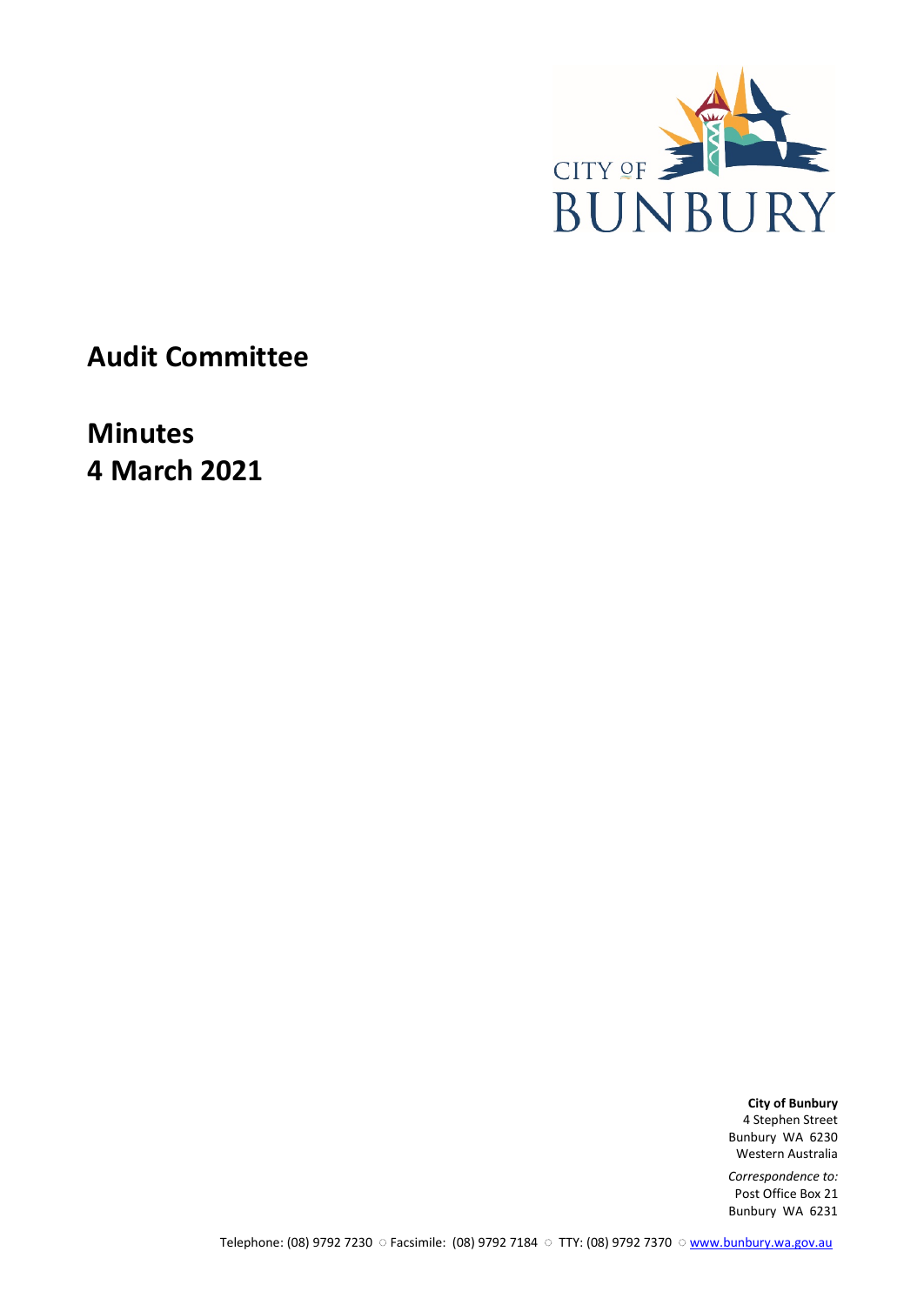CITY OF BUNBURY

# Audit Committee

# Minutes
# 4 March 2021

**City of Bunbury**
4 Stephen Street
Bunbury WA 6230
Western Australia

*Correspondence to:*
Post Office Box 21
Bunbury WA 6231

Telephone: (08) 9792 7230 ○ Facsimile: (08) 9792 7184 ○ TTY: (08) 9792 7370 ○ www.bunbury.wa.gov.au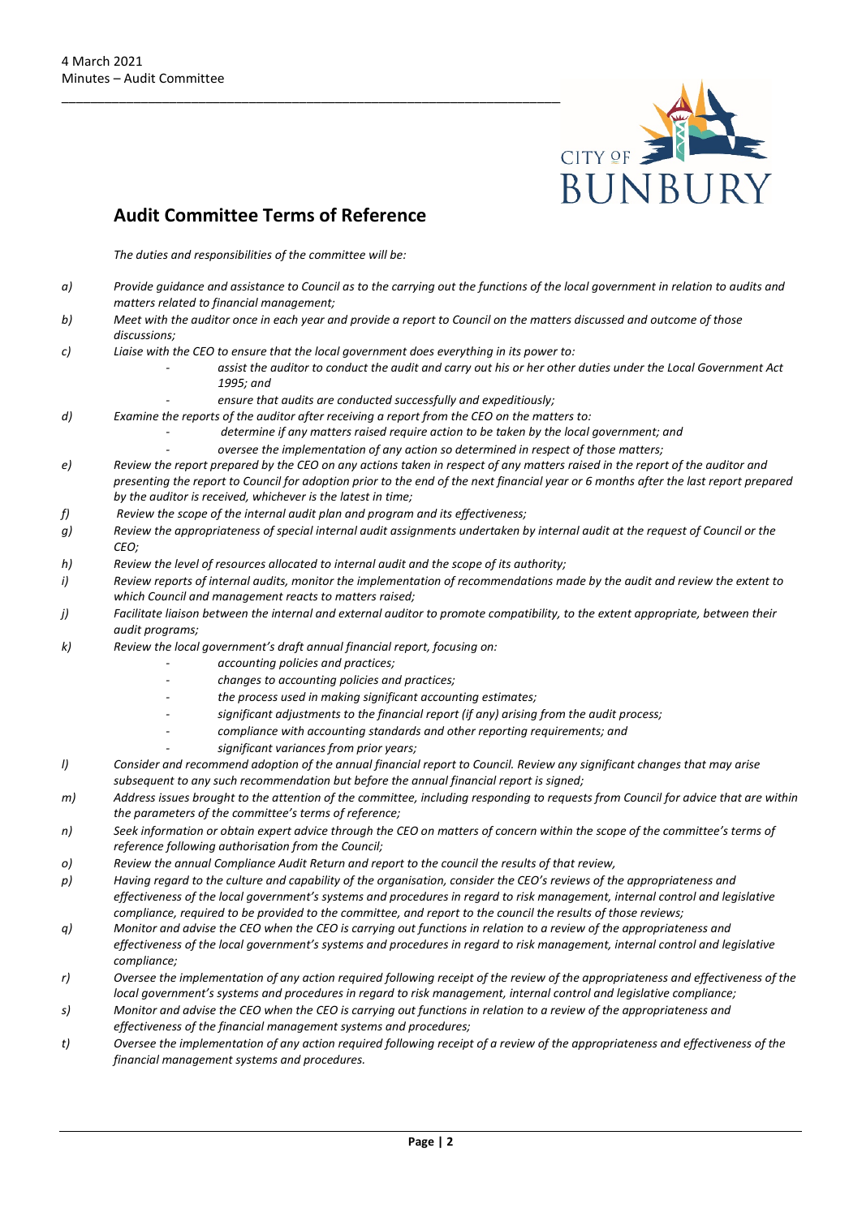## Audit Committee Terms of Reference

*The duties and responsibilities of the committee will be:*

a) *Provide guidance and assistance to Council as to the carrying out the functions of the local government in relation to audits and matters related to financial management;*

b) *Meet with the auditor once in each year and provide a report to Council on the matters discussed and outcome of those discussions;*

c) *Liaise with the CEO to ensure that the local government does everything in its power to:*
   - *assist the auditor to conduct the audit and carry out his or her other duties under the Local Government Act 1995; and*
   - *ensure that audits are conducted successfully and expeditiously;*

d) *Examine the reports of the auditor after receiving a report from the CEO on the matters to:*
   - *determine if any matters raised require action to be taken by the local government; and*
   - *oversee the implementation of any action so determined in respect of those matters;*

e) *Review the report prepared by the CEO on any actions taken in respect of any matters raised in the report of the auditor and presenting the report to Council for adoption prior to the end of the next financial year or 6 months after the last report prepared by the auditor is received, whichever is the latest in time;*

f) *Review the scope of the internal audit plan and program and its effectiveness;*

g) *Review the appropriateness of special internal audit assignments undertaken by internal audit at the request of Council or the CEO;*

h) *Review the level of resources allocated to internal audit and the scope of its authority;*

i) *Review reports of internal audits, monitor the implementation of recommendations made by the audit and review the extent to which Council and management reacts to matters raised;*

j) *Facilitate liaison between the internal and external auditor to promote compatibility, to the extent appropriate, between their audit programs;*

k) *Review the local government's draft annual financial report, focusing on:*
   - *accounting policies and practices;*
   - *changes to accounting policies and practices;*
   - *the process used in making significant accounting estimates;*
   - *significant adjustments to the financial report (if any) arising from the audit process;*
   - *compliance with accounting standards and other reporting requirements; and*
   - *significant variances from prior years;*

l) *Consider and recommend adoption of the annual financial report to Council. Review any significant changes that may arise subsequent to any such recommendation but before the annual financial report is signed;*

m) *Address issues brought to the attention of the committee, including responding to requests from Council for advice that are within the parameters of the committee's terms of reference;*

n) *Seek information or obtain expert advice through the CEO on matters of concern within the scope of the committee's terms of reference following authorisation from the Council;*

o) *Review the annual Compliance Audit Return and report to the council the results of that review,*

p) *Having regard to the culture and capability of the organisation, consider the CEO's reviews of the appropriateness and effectiveness of the local government's systems and procedures in regard to risk management, internal control and legislative compliance, required to be provided to the committee, and report to the council the results of those reviews;*

q) *Monitor and advise the CEO when the CEO is carrying out functions in relation to a review of the appropriateness and effectiveness of the local government's systems and procedures in regard to risk management, internal control and legislative compliance;*

r) *Oversee the implementation of any action required following receipt of the review of the appropriateness and effectiveness of the local government's systems and procedures in regard to risk management, internal control and legislative compliance;*

s) *Monitor and advise the CEO when the CEO is carrying out functions in relation to a review of the appropriateness and effectiveness of the financial management systems and procedures;*

t) *Oversee the implementation of any action required following receipt of a review of the appropriateness and effectiveness of the financial management systems and procedures.*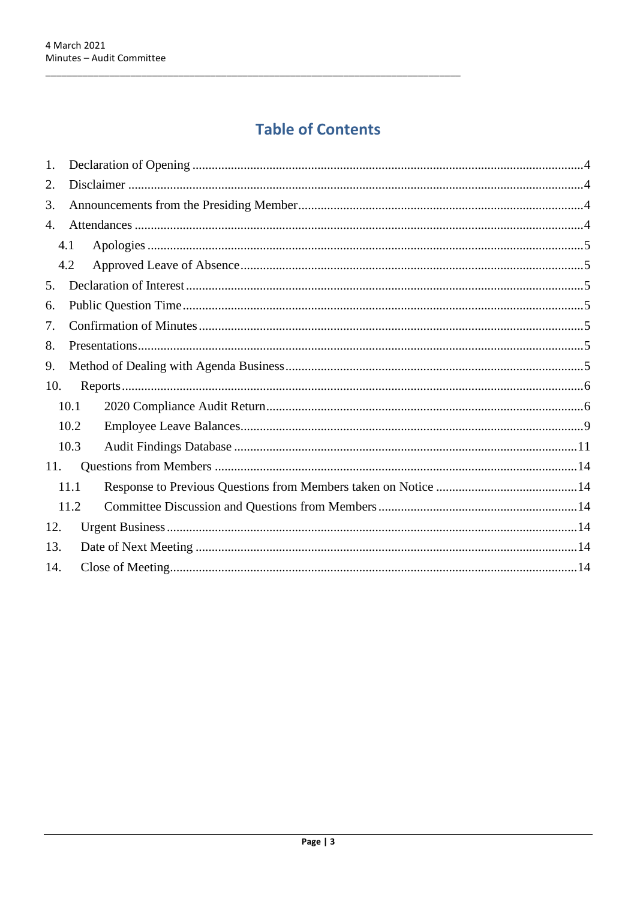# Table of Contents

1. Declaration of Opening ........................................................................................................4
2. Disclaimer ...........................................................................................................................4
3. Announcements from the Presiding Member.......................................................................4
4. Attendances .........................................................................................................................4
   - 4.1 Apologies ......................................................................................................................5
   - 4.2 Approved Leave of Absence..........................................................................................5
5. Declaration of Interest..........................................................................................................5
6. Public Question Time...........................................................................................................5
7. Confirmation of Minutes......................................................................................................5
8. Presentations........................................................................................................................5
9. Method of Dealing with Agenda Business...........................................................................5
10. Reports.................................................................................................................................6
    - 10.1 2020 Compliance Audit Return.................................................................................6
    - 10.2 Employee Leave Balances.........................................................................................9
    - 10.3 Audit Findings Database .........................................................................................11
11. Questions from Members ..................................................................................................14
    - 11.1 Response to Previous Questions from Members taken on Notice ..........................14
    - 11.2 Committee Discussion and Questions from Members.............................................14
12. Urgent Business.................................................................................................................14
13. Date of Next Meeting ........................................................................................................14
14. Close of Meeting................................................................................................................14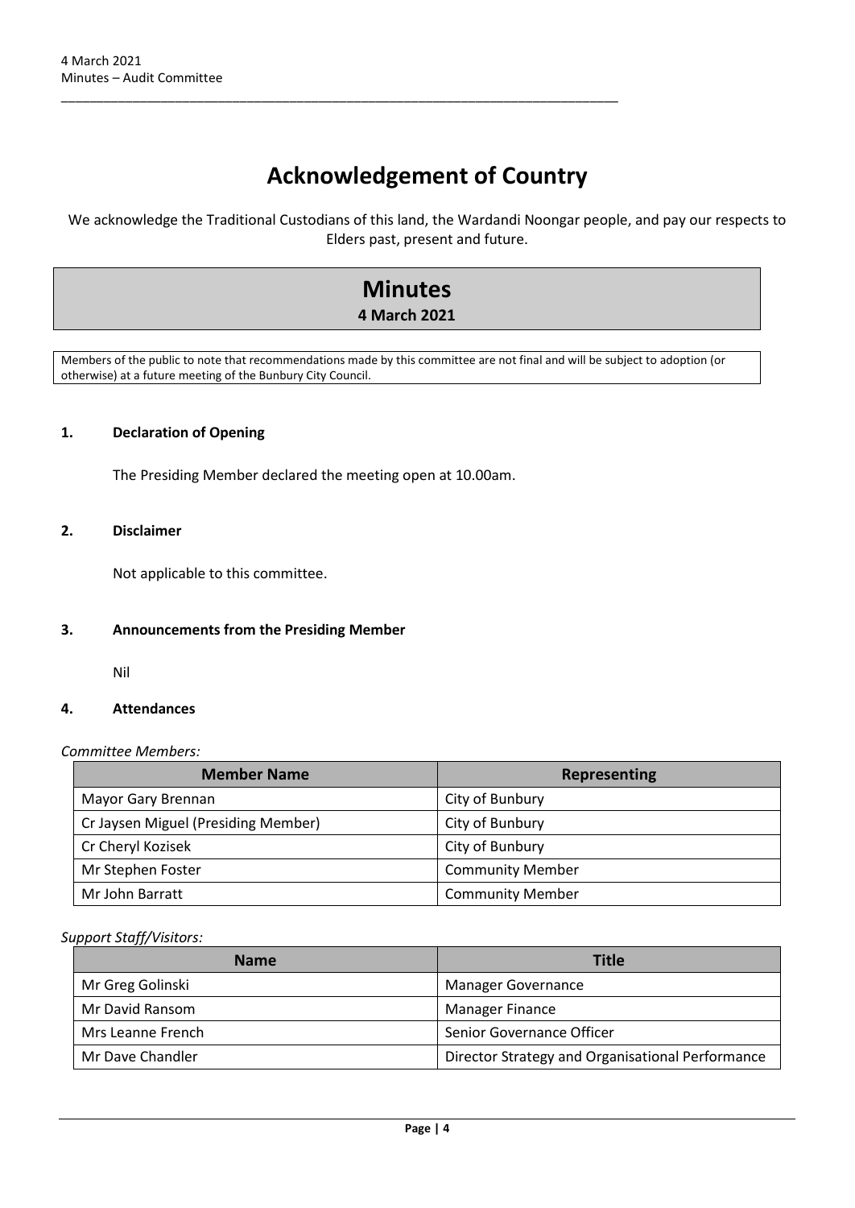# Acknowledgement of Country

We acknowledge the Traditional Custodians of this land, the Wardandi Noongar people, and pay our respects to Elders past, present and future.

# Minutes

**4 March 2021**

Members of the public to note that recommendations made by this committee are not final and will be subject to adoption (or otherwise) at a future meeting of the Bunbury City Council.

## 1. Declaration of Opening

The Presiding Member declared the meeting open at 10.00am.

## 2. Disclaimer

Not applicable to this committee.

## 3. Announcements from the Presiding Member

Nil

## 4. Attendances

*Committee Members:*

| Member Name | Representing |
|---|---|
| Mayor Gary Brennan | City of Bunbury |
| Cr Jaysen Miguel (Presiding Member) | City of Bunbury |
| Cr Cheryl Kozisek | City of Bunbury |
| Mr Stephen Foster | Community Member |
| Mr John Barratt | Community Member |

*Support Staff/Visitors:*

| Name | Title |
|---|---|
| Mr Greg Golinski | Manager Governance |
| Mr David Ransom | Manager Finance |
| Mrs Leanne French | Senior Governance Officer |
| Mr Dave Chandler | Director Strategy and Organisational Performance |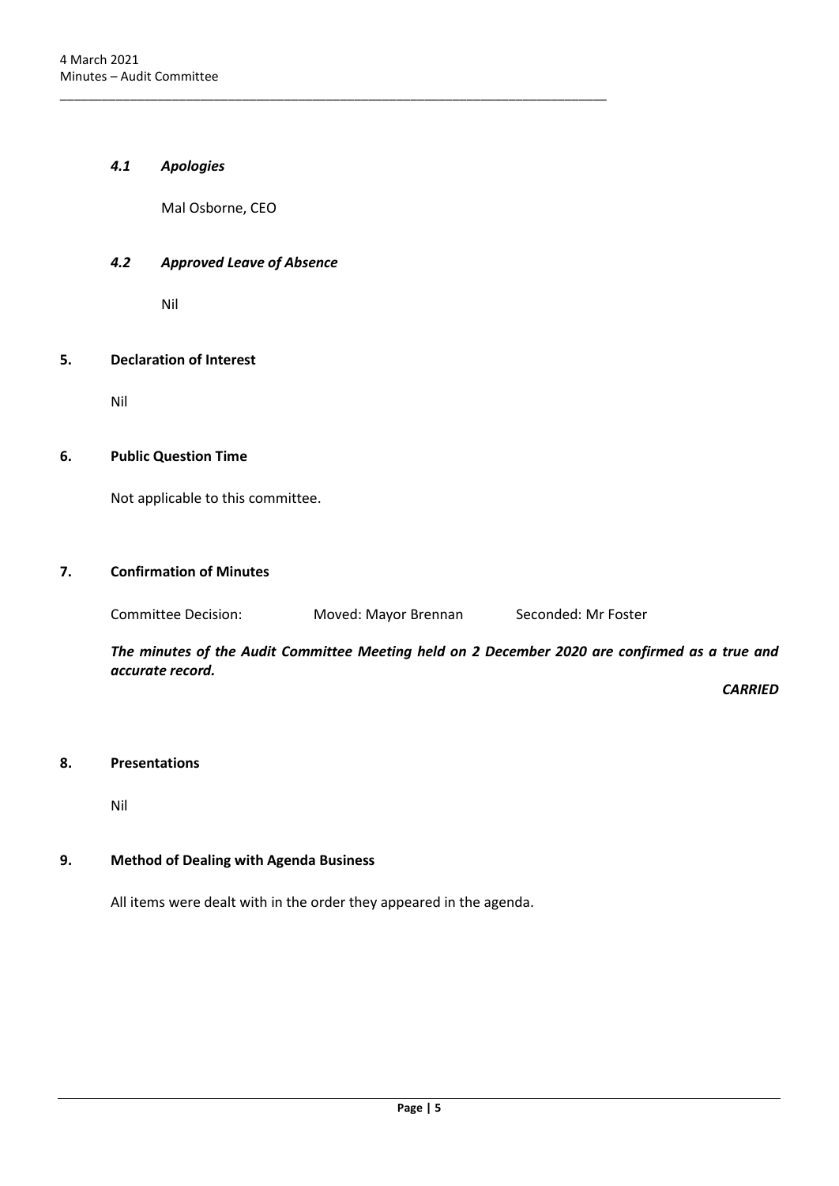### *4.1 Apologies*

Mal Osborne, CEO

### *4.2 Approved Leave of Absence*

Nil

## 5. Declaration of Interest

Nil

## 6. Public Question Time

Not applicable to this committee.

## 7. Confirmation of Minutes

Committee Decision: Moved: Mayor Brennan Seconded: Mr Foster

***The minutes of the Audit Committee Meeting held on 2 December 2020 are confirmed as a true and accurate record.***

***CARRIED***

## 8. Presentations

Nil

## 9. Method of Dealing with Agenda Business

All items were dealt with in the order they appeared in the agenda.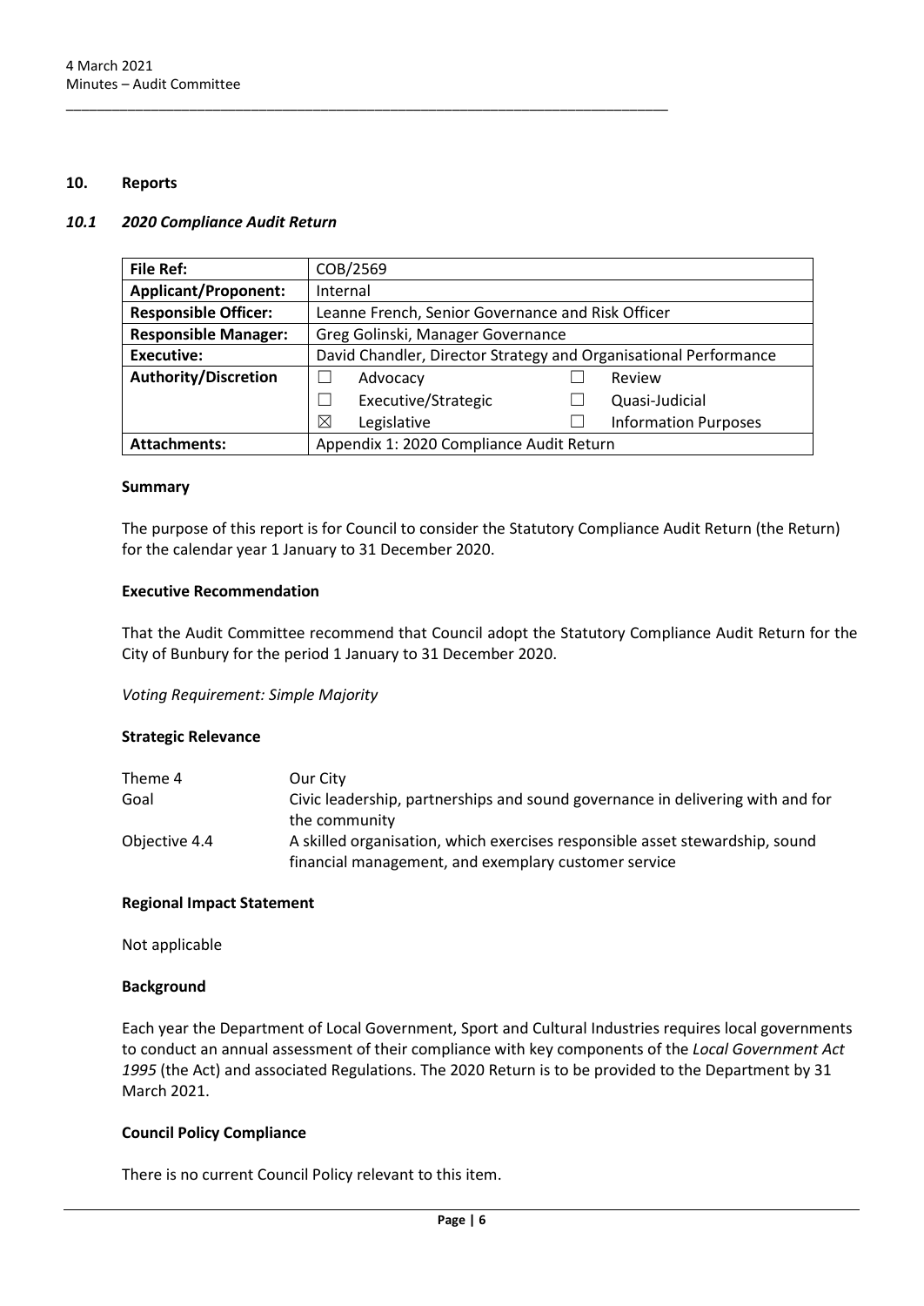## 10. Reports

### *10.1 2020 Compliance Audit Return*

| **File Ref:** | COB/2569 | | | |
|---|---|---|---|---|
| **Applicant/Proponent:** | Internal | | | |
| **Responsible Officer:** | Leanne French, Senior Governance and Risk Officer | | | |
| **Responsible Manager:** | Greg Golinski, Manager Governance | | | |
| **Executive:** | David Chandler, Director Strategy and Organisational Performance | | | |
| **Authority/Discretion** | ☐ | Advocacy | ☐ | Review |
| | ☐ | Executive/Strategic | ☐ | Quasi-Judicial |
| | ☒ | Legislative | ☐ | Information Purposes |
| **Attachments:** | Appendix 1: 2020 Compliance Audit Return | | | |

#### Summary

The purpose of this report is for Council to consider the Statutory Compliance Audit Return (the Return) for the calendar year 1 January to 31 December 2020.

#### Executive Recommendation

That the Audit Committee recommend that Council adopt the Statutory Compliance Audit Return for the City of Bunbury for the period 1 January to 31 December 2020.

*Voting Requirement: Simple Majority*

#### Strategic Relevance

| | |
|---|---|
| Theme 4 | Our City |
| Goal | Civic leadership, partnerships and sound governance in delivering with and for the community |
| Objective 4.4 | A skilled organisation, which exercises responsible asset stewardship, sound financial management, and exemplary customer service |

#### Regional Impact Statement

Not applicable

#### Background

Each year the Department of Local Government, Sport and Cultural Industries requires local governments to conduct an annual assessment of their compliance with key components of the *Local Government Act 1995* (the Act) and associated Regulations. The 2020 Return is to be provided to the Department by 31 March 2021.

#### Council Policy Compliance

There is no current Council Policy relevant to this item.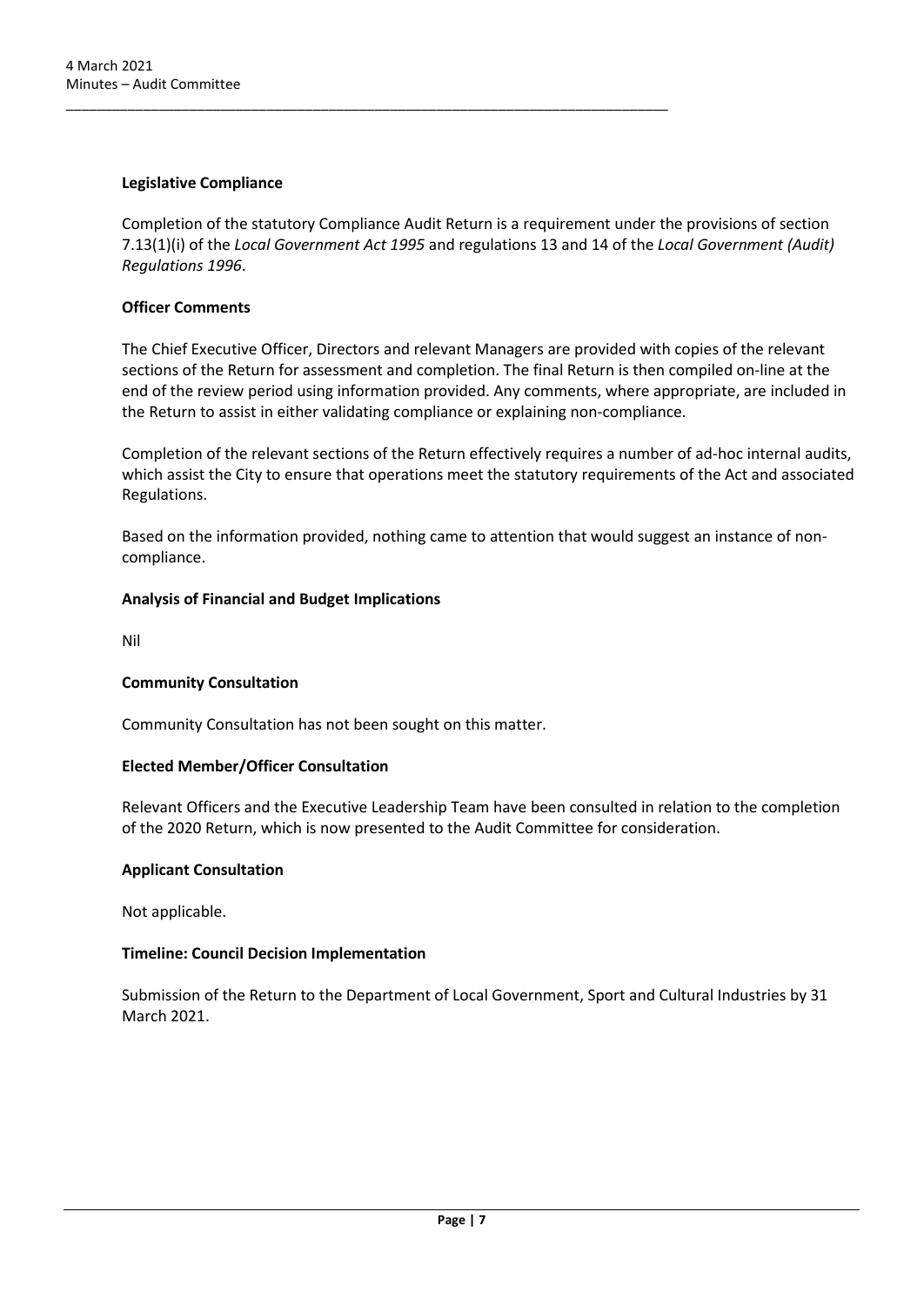**Legislative Compliance**

Completion of the statutory Compliance Audit Return is a requirement under the provisions of section 7.13(1)(i) of the *Local Government Act 1995* and regulations 13 and 14 of the *Local Government (Audit) Regulations 1996*.

**Officer Comments**

The Chief Executive Officer, Directors and relevant Managers are provided with copies of the relevant sections of the Return for assessment and completion. The final Return is then compiled on-line at the end of the review period using information provided. Any comments, where appropriate, are included in the Return to assist in either validating compliance or explaining non-compliance.

Completion of the relevant sections of the Return effectively requires a number of ad-hoc internal audits, which assist the City to ensure that operations meet the statutory requirements of the Act and associated Regulations.

Based on the information provided, nothing came to attention that would suggest an instance of non-compliance.

**Analysis of Financial and Budget Implications**

Nil

**Community Consultation**

Community Consultation has not been sought on this matter.

**Elected Member/Officer Consultation**

Relevant Officers and the Executive Leadership Team have been consulted in relation to the completion of the 2020 Return, which is now presented to the Audit Committee for consideration.

**Applicant Consultation**

Not applicable.

**Timeline: Council Decision Implementation**

Submission of the Return to the Department of Local Government, Sport and Cultural Industries by 31 March 2021.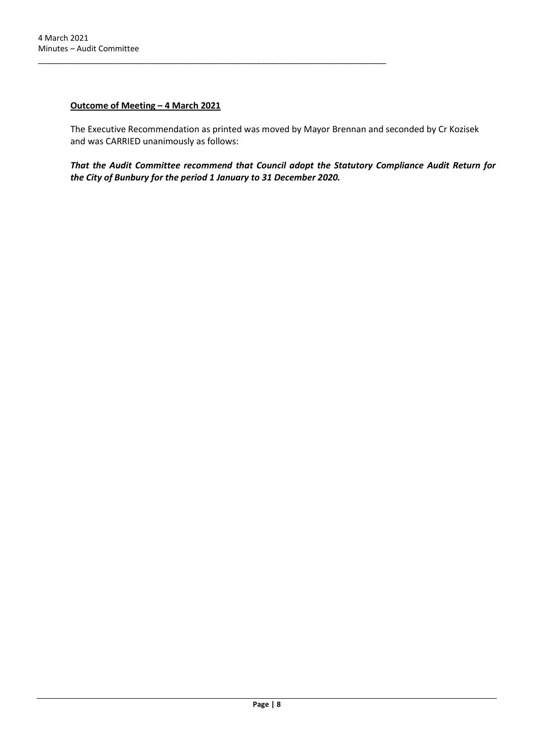**Outcome of Meeting – 4 March 2021**

The Executive Recommendation as printed was moved by Mayor Brennan and seconded by Cr Kozisek and was CARRIED unanimously as follows:

***That the Audit Committee recommend that Council adopt the Statutory Compliance Audit Return for the City of Bunbury for the period 1 January to 31 December 2020.***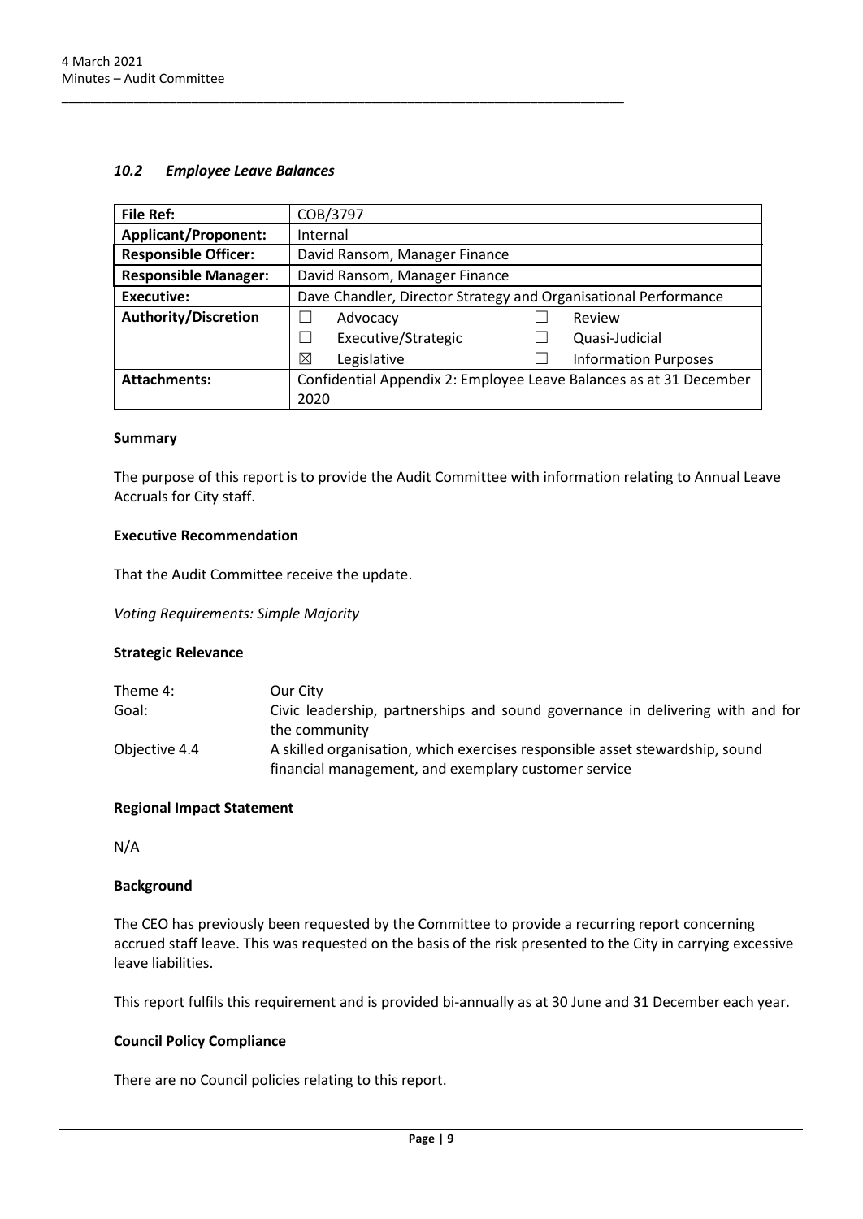### *10.2 Employee Leave Balances*

| **File Ref:** | COB/3797 |
|---|---|
| **Applicant/Proponent:** | Internal |
| **Responsible Officer:** | David Ransom, Manager Finance |
| **Responsible Manager:** | David Ransom, Manager Finance |
| **Executive:** | Dave Chandler, Director Strategy and Organisational Performance |
| **Authority/Discretion** | ☐ Advocacy ☐ Review<br>☐ Executive/Strategic ☐ Quasi-Judicial<br>☒ Legislative ☐ Information Purposes |
| **Attachments:** | Confidential Appendix 2: Employee Leave Balances as at 31 December 2020 |

**Summary**

The purpose of this report is to provide the Audit Committee with information relating to Annual Leave Accruals for City staff.

**Executive Recommendation**

That the Audit Committee receive the update.

*Voting Requirements: Simple Majority*

**Strategic Relevance**

| | |
|---|---|
| Theme 4: | Our City |
| Goal: | Civic leadership, partnerships and sound governance in delivering with and for the community |
| Objective 4.4 | A skilled organisation, which exercises responsible asset stewardship, sound financial management, and exemplary customer service |

**Regional Impact Statement**

N/A

**Background**

The CEO has previously been requested by the Committee to provide a recurring report concerning accrued staff leave. This was requested on the basis of the risk presented to the City in carrying excessive leave liabilities.

This report fulfils this requirement and is provided bi-annually as at 30 June and 31 December each year.

**Council Policy Compliance**

There are no Council policies relating to this report.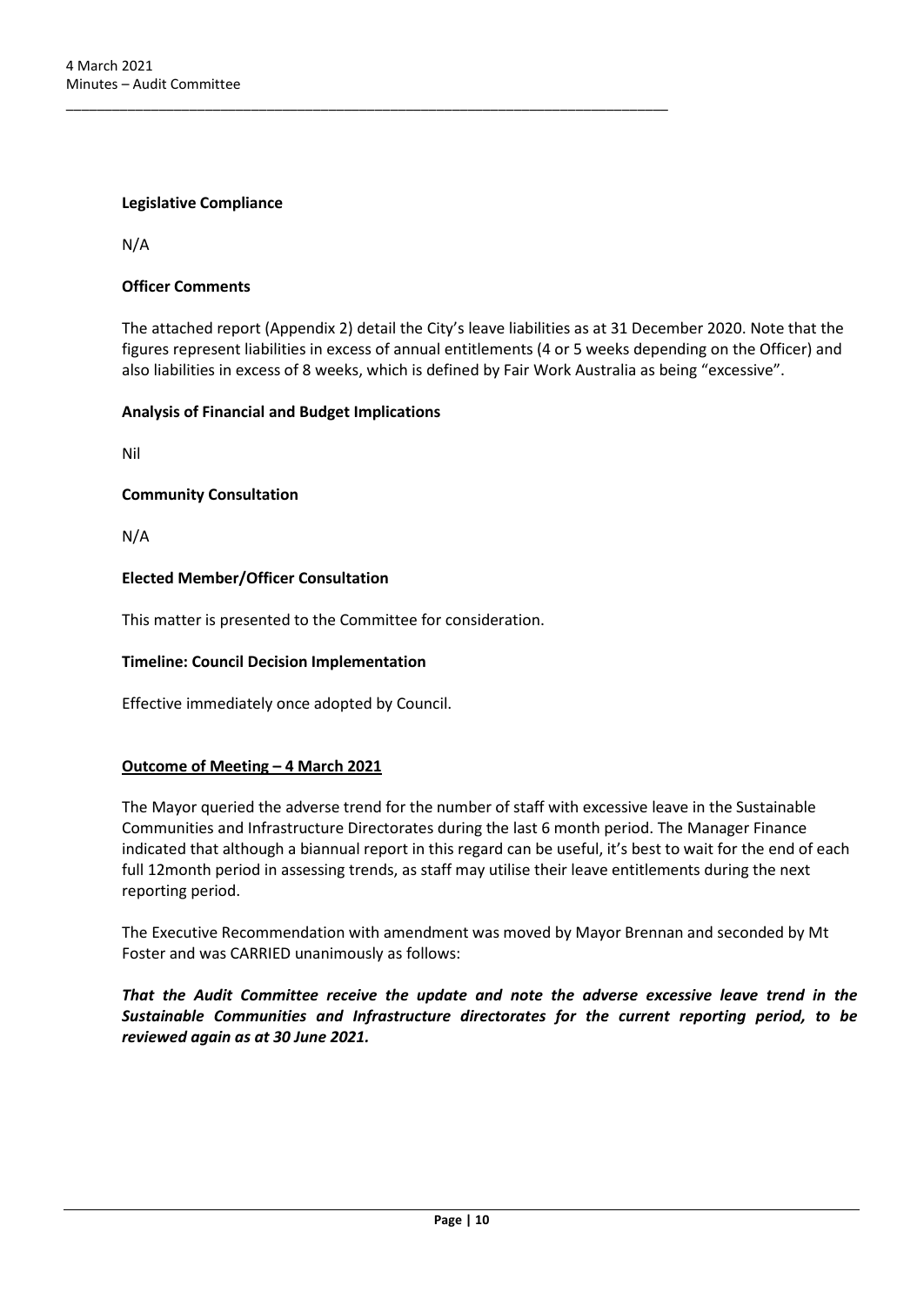**Legislative Compliance**

N/A

**Officer Comments**

The attached report (Appendix 2) detail the City's leave liabilities as at 31 December 2020. Note that the figures represent liabilities in excess of annual entitlements (4 or 5 weeks depending on the Officer) and also liabilities in excess of 8 weeks, which is defined by Fair Work Australia as being "excessive".

**Analysis of Financial and Budget Implications**

Nil

**Community Consultation**

N/A

**Elected Member/Officer Consultation**

This matter is presented to the Committee for consideration.

**Timeline: Council Decision Implementation**

Effective immediately once adopted by Council.

**Outcome of Meeting – 4 March 2021**

The Mayor queried the adverse trend for the number of staff with excessive leave in the Sustainable Communities and Infrastructure Directorates during the last 6 month period. The Manager Finance indicated that although a biannual report in this regard can be useful, it's best to wait for the end of each full 12month period in assessing trends, as staff may utilise their leave entitlements during the next reporting period.

The Executive Recommendation with amendment was moved by Mayor Brennan and seconded by Mt Foster and was CARRIED unanimously as follows:

***That the Audit Committee receive the update and note the adverse excessive leave trend in the Sustainable Communities and Infrastructure directorates for the current reporting period, to be reviewed again as at 30 June 2021.***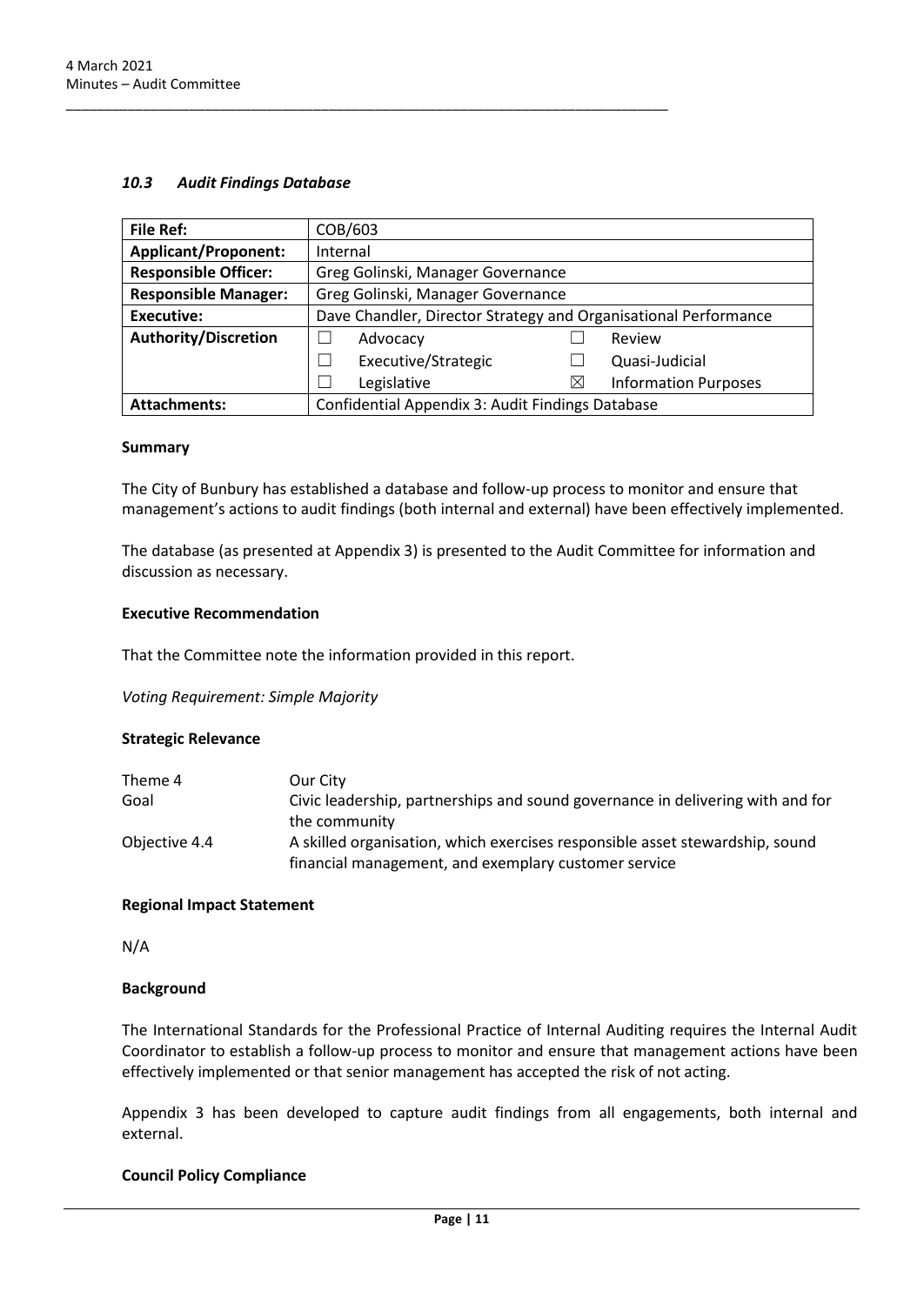### *10.3 Audit Findings Database*

| **File Ref:** | COB/603 | | |
|---|---|---|---|
| **Applicant/Proponent:** | Internal | | |
| **Responsible Officer:** | Greg Golinski, Manager Governance | | |
| **Responsible Manager:** | Greg Golinski, Manager Governance | | |
| **Executive:** | Dave Chandler, Director Strategy and Organisational Performance | | |
| **Authority/Discretion** | ☐ Advocacy | ☐ Review | |
| | ☐ Executive/Strategic | ☐ Quasi-Judicial | |
| | ☐ Legislative | ☒ Information Purposes | |
| **Attachments:** | Confidential Appendix 3: Audit Findings Database | | |

**Summary**

The City of Bunbury has established a database and follow-up process to monitor and ensure that management's actions to audit findings (both internal and external) have been effectively implemented.

The database (as presented at Appendix 3) is presented to the Audit Committee for information and discussion as necessary.

**Executive Recommendation**

That the Committee note the information provided in this report.

*Voting Requirement: Simple Majority*

**Strategic Relevance**

| | |
|---|---|
| Theme 4 | Our City |
| Goal | Civic leadership, partnerships and sound governance in delivering with and for the community |
| Objective 4.4 | A skilled organisation, which exercises responsible asset stewardship, sound financial management, and exemplary customer service |

**Regional Impact Statement**

N/A

**Background**

The International Standards for the Professional Practice of Internal Auditing requires the Internal Audit Coordinator to establish a follow-up process to monitor and ensure that management actions have been effectively implemented or that senior management has accepted the risk of not acting.

Appendix 3 has been developed to capture audit findings from all engagements, both internal and external.

**Council Policy Compliance**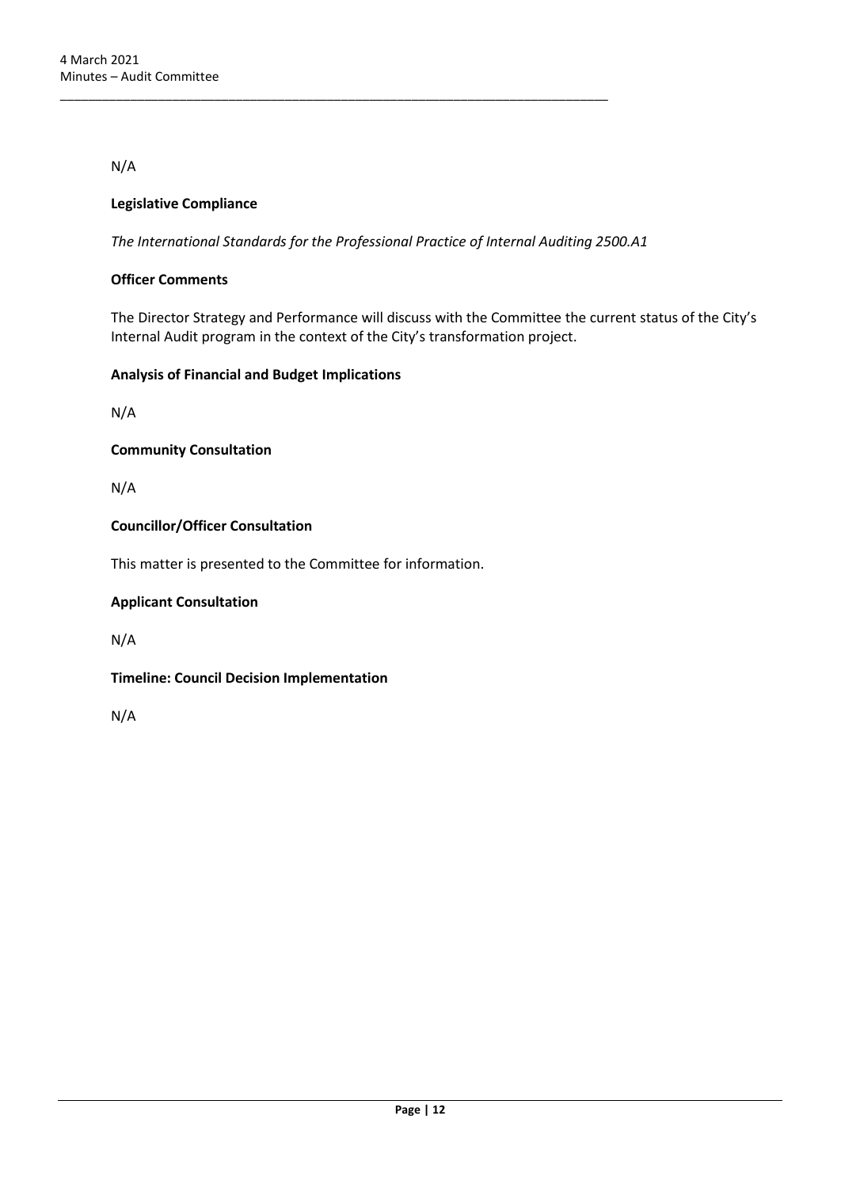N/A

**Legislative Compliance**

*The International Standards for the Professional Practice of Internal Auditing 2500.A1*

**Officer Comments**

The Director Strategy and Performance will discuss with the Committee the current status of the City's Internal Audit program in the context of the City's transformation project.

**Analysis of Financial and Budget Implications**

N/A

**Community Consultation**

N/A

**Councillor/Officer Consultation**

This matter is presented to the Committee for information.

**Applicant Consultation**

N/A

**Timeline: Council Decision Implementation**

N/A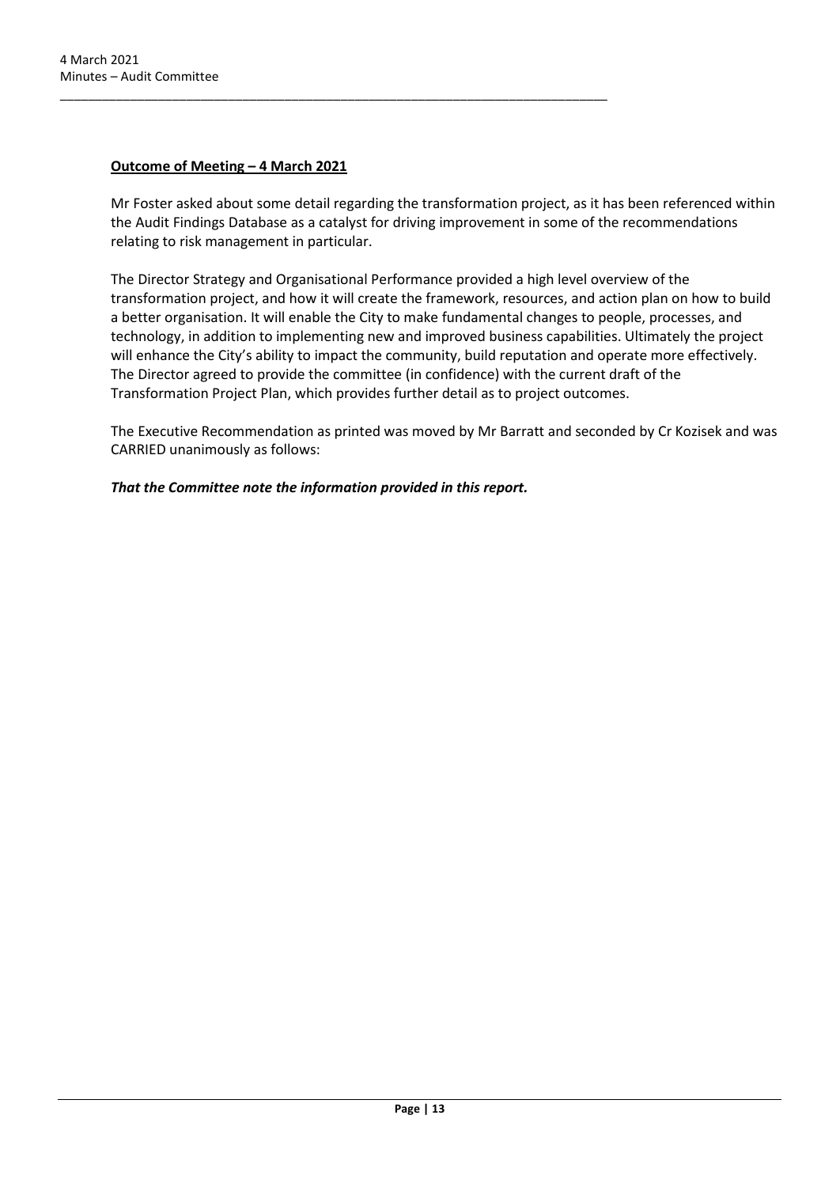**Outcome of Meeting – 4 March 2021**

Mr Foster asked about some detail regarding the transformation project, as it has been referenced within the Audit Findings Database as a catalyst for driving improvement in some of the recommendations relating to risk management in particular.

The Director Strategy and Organisational Performance provided a high level overview of the transformation project, and how it will create the framework, resources, and action plan on how to build a better organisation. It will enable the City to make fundamental changes to people, processes, and technology, in addition to implementing new and improved business capabilities. Ultimately the project will enhance the City's ability to impact the community, build reputation and operate more effectively. The Director agreed to provide the committee (in confidence) with the current draft of the Transformation Project Plan, which provides further detail as to project outcomes.

The Executive Recommendation as printed was moved by Mr Barratt and seconded by Cr Kozisek and was CARRIED unanimously as follows:

***That the Committee note the information provided in this report.***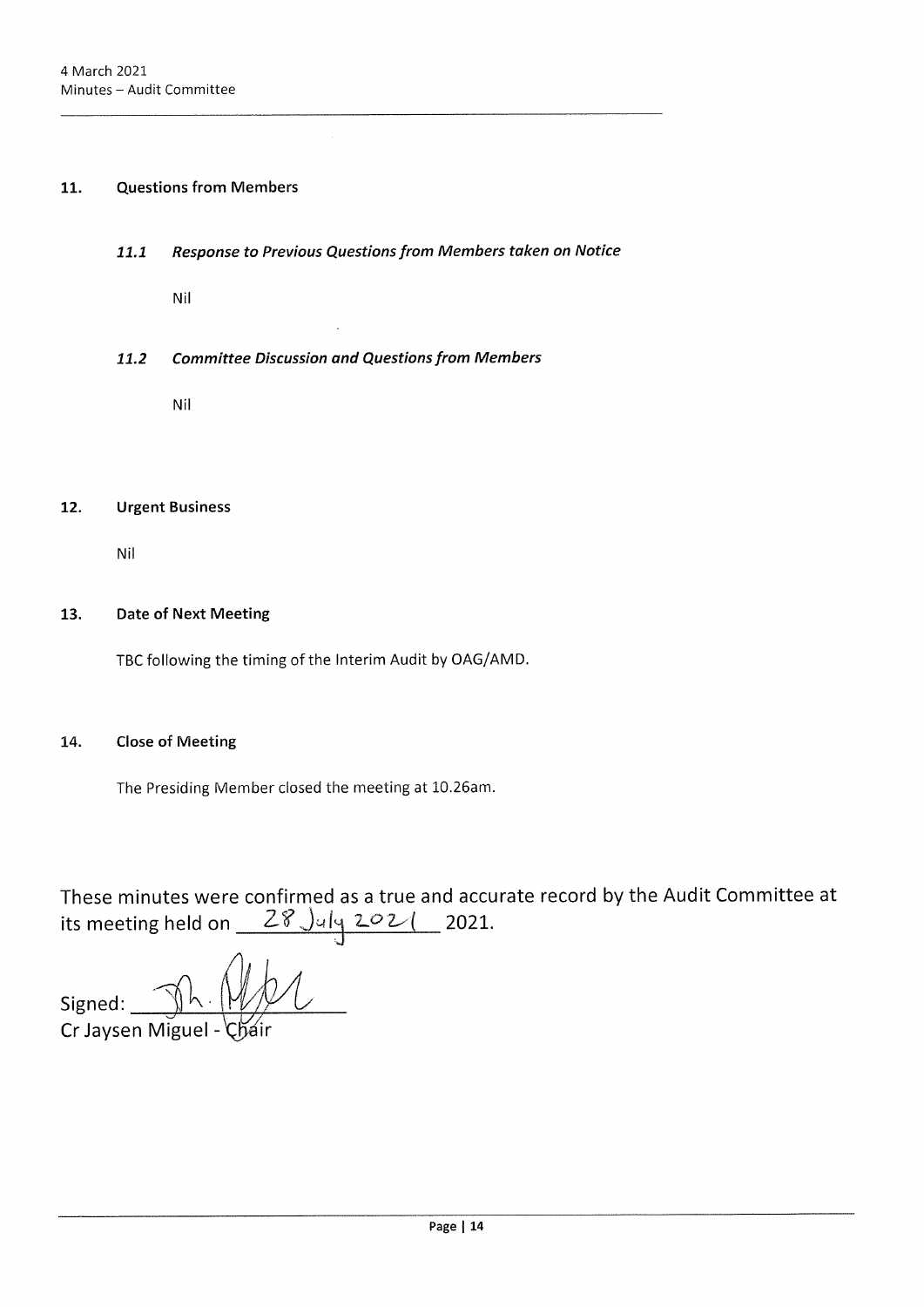## 11. Questions from Members

### *11.1 Response to Previous Questions from Members taken on Notice*

Nil

### *11.2 Committee Discussion and Questions from Members*

Nil

## 12. Urgent Business

Nil

## 13. Date of Next Meeting

TBC following the timing of the Interim Audit by OAG/AMD.

## 14. Close of Meeting

The Presiding Member closed the meeting at 10.26am.

These minutes were confirmed as a true and accurate record by the Audit Committee at its meeting held on 28 July 2021 2021.

Signed: ____________________
Cr Jaysen Miguel - Chair